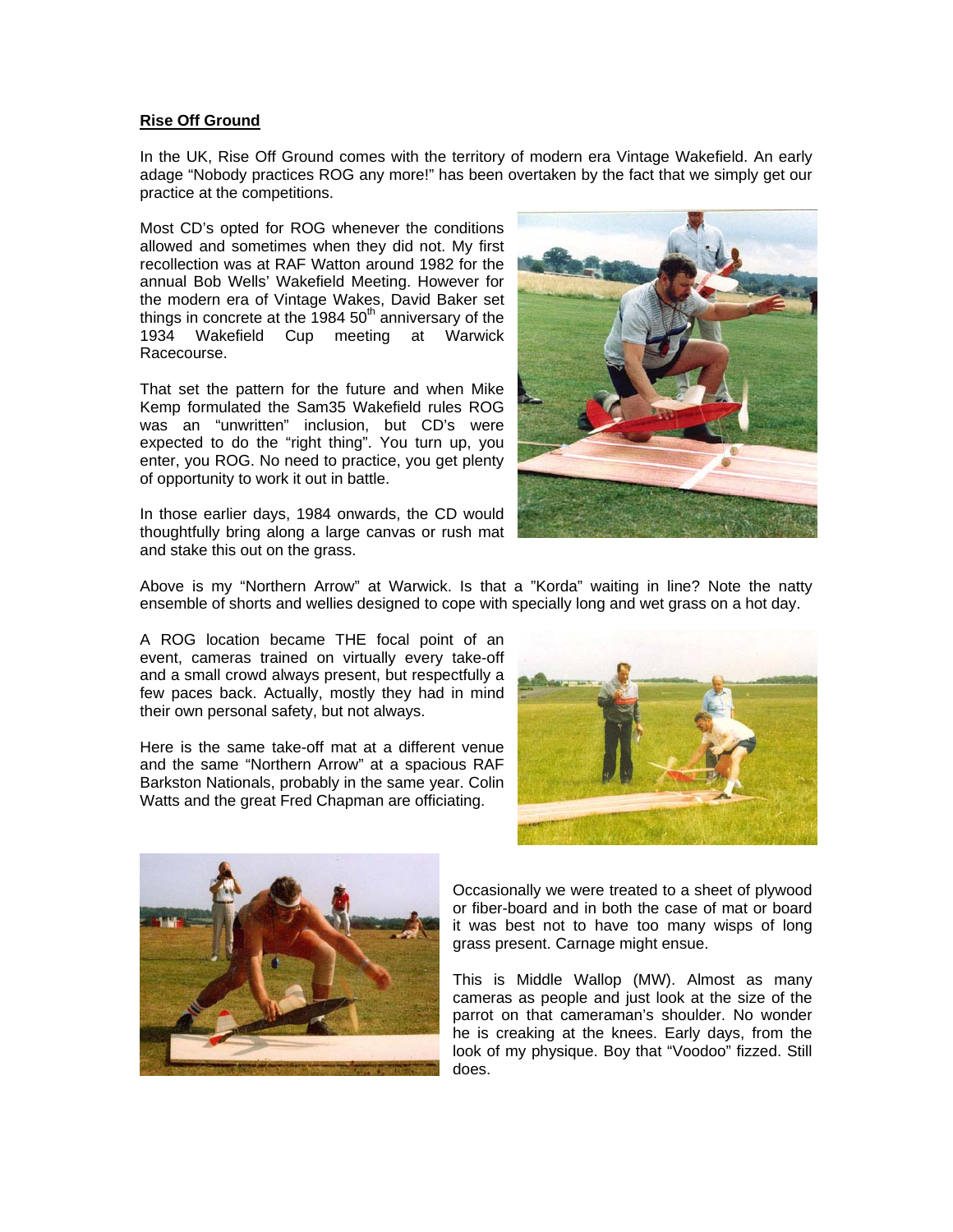**Rise Off Ground**

In the UK, Rise Off Ground comes with the territory of modern era Vintage Wakefield. An early adage "Nobody practices ROG any more!" has been overtaken by the fact that we simply get our practice at the competitions.

Most CD's opted for ROG whenever the conditions allowed and sometimes when they did not. My first recollection was at RAF Watton around 1982 for the annual Bob Wells' Wakefield Meeting. However for the modern era of Vintage Wakes, David Baker set things in concrete at the 1984 50th anniversary of the 1934 Wakefield Cup meeting at Warwick Racecourse.

That set the pattern for the future and when Mike Kemp formulated the Sam35 Wakefield rules ROG was an "unwritten" inclusion, but CD's were expected to do the "right thing". You turn up, you enter, you ROG. No need to practice, you get plenty of opportunity to work it out in battle.

In those earlier days, 1984 onwards, the CD would thoughtfully bring along a large canvas or rush mat and stake this out on the grass.

Above is my "Northern Arrow" at Warwick. Is that a "Korda" waiting in line? Note the natty ensemble of shorts and wellies designed to cope with specially long and wet grass on a hot day.

A ROG location became THE focal point of an event, cameras trained on virtually every take-off and a small crowd always present, but respectfully a few paces back. Actually, mostly they had in mind their own personal safety, but not always.

Here is the same take-off mat at a different venue and the same "Northern Arrow" at a spacious RAF Barkston Nationals, probably in the same year. Colin Watts and the great Fred Chapman are officiating.

Occasionally we were treated to a sheet of plywood or fiber-board and in both the case of mat or board it was best not to have too many wisps of long grass present. Carnage might ensue.

This is Middle Wallop (MW). Almost as many cameras as people and just look at the size of the parrot on that cameraman's shoulder. No wonder he is creaking at the knees. Early days, from the look of my physique. Boy that "Voodoo" fizzed. Still does.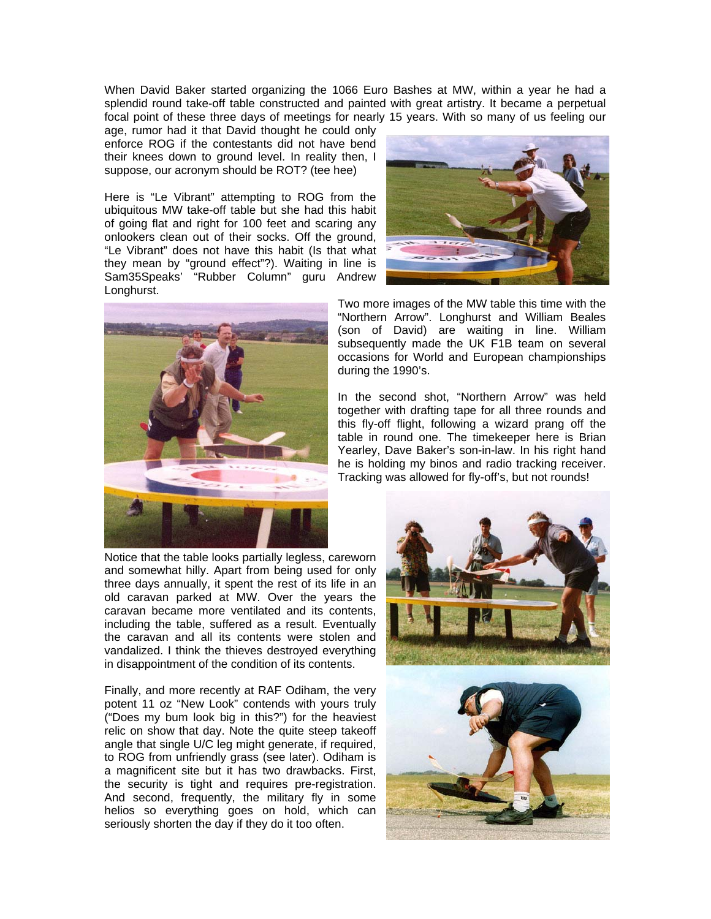When David Baker started organizing the 1066 Euro Bashes at MW, within a year he had a splendid round take-off table constructed and painted with great artistry. It became a perpetual focal point of these three days of meetings for nearly 15 years. With so many of us feeling our age, rumor had it that David thought he could only enforce ROG if the contestants did not have bend their knees down to ground level. In reality then, I suppose, our acronym should be ROT? (tee hee)

Here is "Le Vibrant" attempting to ROG from the ubiquitous MW take-off table but she had this habit of going flat and right for 100 feet and scaring any onlookers clean out of their socks. Off the ground, "Le Vibrant" does not have this habit (Is that what they mean by "ground effect"?). Waiting in line is Sam35Speaks' "Rubber Column" guru Andrew Longhurst.

Two more images of the MW table this time with the "Northern Arrow". Longhurst and William Beales (son of David) are waiting in line. William subsequently made the UK F1B team on several occasions for World and European championships during the 1990's.

In the second shot, "Northern Arrow" was held together with drafting tape for all three rounds and this fly-off flight, following a wizard prang off the table in round one. The timekeeper here is Brian Yearley, Dave Baker's son-in-law. In his right hand he is holding my binos and radio tracking receiver. Tracking was allowed for fly-off's, but not rounds!

Notice that the table looks partially legless, careworn and somewhat hilly. Apart from being used for only three days annually, it spent the rest of its life in an old caravan parked at MW. Over the years the caravan became more ventilated and its contents, including the table, suffered as a result. Eventually the caravan and all its contents were stolen and vandalized. I think the thieves destroyed everything in disappointment of the condition of its contents.

Finally, and more recently at RAF Odiham, the very potent 11 oz "New Look" contends with yours truly ("Does my bum look big in this?") for the heaviest relic on show that day. Note the quite steep takeoff angle that single U/C leg might generate, if required, to ROG from unfriendly grass (see later). Odiham is a magnificent site but it has two drawbacks. First, the security is tight and requires pre-registration. And second, frequently, the military fly in some helios so everything goes on hold, which can seriously shorten the day if they do it too often.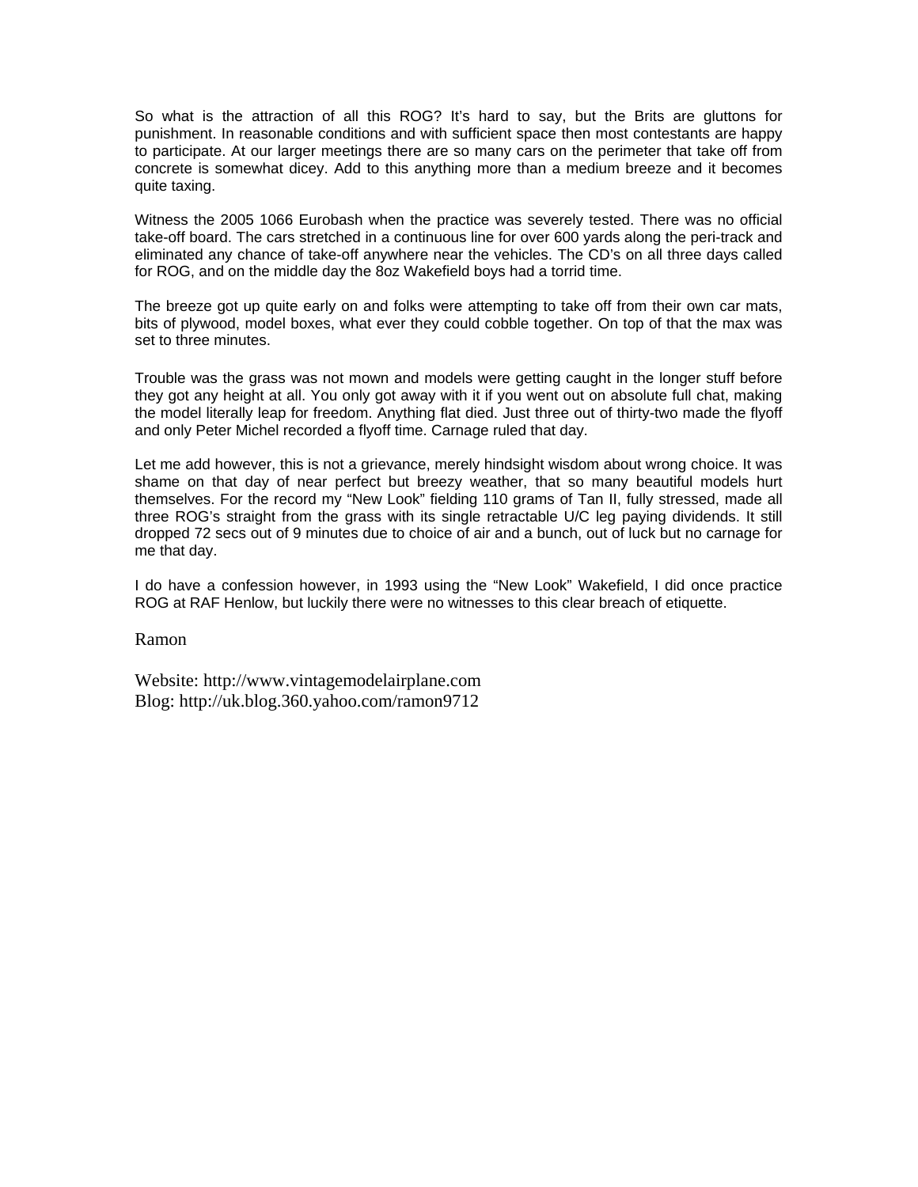So what is the attraction of all this ROG? It's hard to say, but the Brits are gluttons for punishment. In reasonable conditions and with sufficient space then most contestants are happy to participate. At our larger meetings there are so many cars on the perimeter that take off from concrete is somewhat dicey. Add to this anything more than a medium breeze and it becomes quite taxing.

Witness the 2005 1066 Eurobash when the practice was severely tested. There was no official take-off board. The cars stretched in a continuous line for over 600 yards along the peri-track and eliminated any chance of take-off anywhere near the vehicles. The CD's on all three days called for ROG, and on the middle day the 8oz Wakefield boys had a torrid time.

The breeze got up quite early on and folks were attempting to take off from their own car mats, bits of plywood, model boxes, what ever they could cobble together. On top of that the max was set to three minutes.

Trouble was the grass was not mown and models were getting caught in the longer stuff before they got any height at all. You only got away with it if you went out on absolute full chat, making the model literally leap for freedom. Anything flat died. Just three out of thirty-two made the flyoff and only Peter Michel recorded a flyoff time. Carnage ruled that day.

Let me add however, this is not a grievance, merely hindsight wisdom about wrong choice. It was shame on that day of near perfect but breezy weather, that so many beautiful models hurt themselves. For the record my "New Look" fielding 110 grams of Tan II, fully stressed, made all three ROG's straight from the grass with its single retractable U/C leg paying dividends. It still dropped 72 secs out of 9 minutes due to choice of air and a bunch, out of luck but no carnage for me that day.

I do have a confession however, in 1993 using the "New Look" Wakefield, I did once practice ROG at RAF Henlow, but luckily there were no witnesses to this clear breach of etiquette.

Ramon

Website: http://www.vintagemodelairplane.com
Blog: http://uk.blog.360.yahoo.com/ramon9712